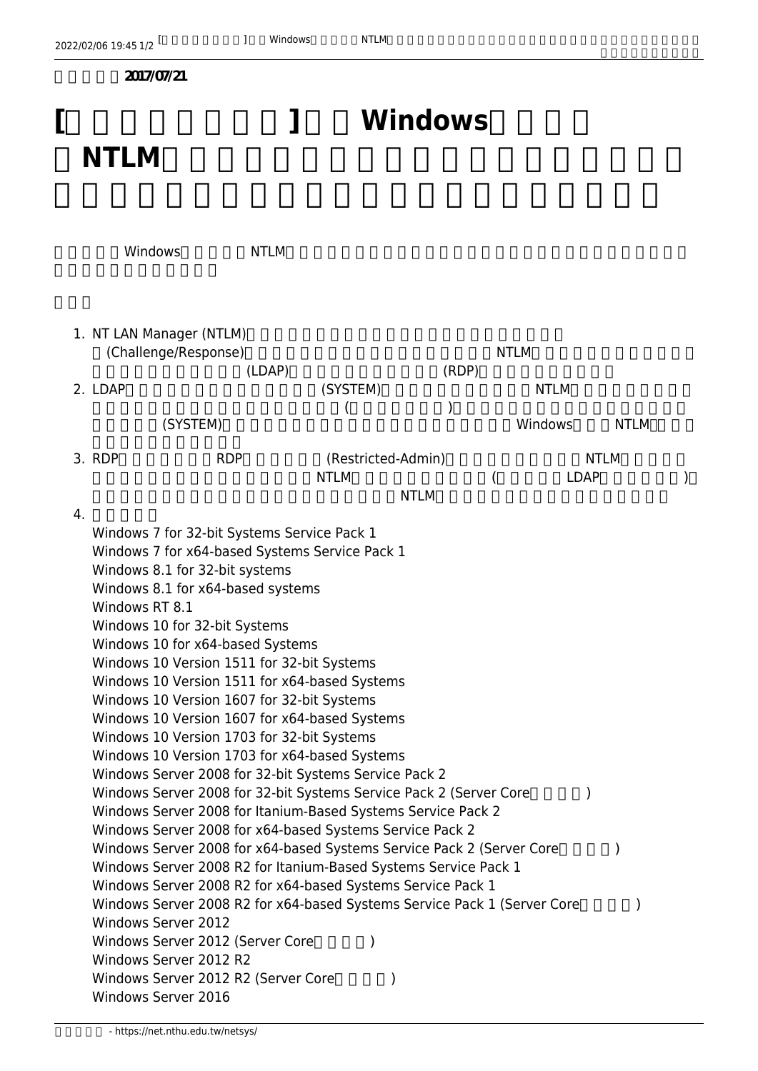2017/07/21

# [ ] Windows NTLM

Windows NTLM

1. NT LAN Manager (NTLM) (Challenge/Response) NTLM (LDAP) (RDP)
2. LDAP (SYSTEM) NTLM ( ) (SYSTEM) Windows NTLM
3. RDP RDP (Restricted-Admin) NTLM NTLM ( LDAP ) NTLM
4. 
   Windows 7 for 32-bit Systems Service Pack 1
   Windows 7 for x64-based Systems Service Pack 1
   Windows 8.1 for 32-bit systems
   Windows 8.1 for x64-based systems
   Windows RT 8.1
   Windows 10 for 32-bit Systems
   Windows 10 for x64-based Systems
   Windows 10 Version 1511 for 32-bit Systems
   Windows 10 Version 1511 for x64-based Systems
   Windows 10 Version 1607 for 32-bit Systems
   Windows 10 Version 1607 for x64-based Systems
   Windows 10 Version 1703 for 32-bit Systems
   Windows 10 Version 1703 for x64-based Systems
   Windows Server 2008 for 32-bit Systems Service Pack 2
   Windows Server 2008 for 32-bit Systems Service Pack 2 (Server Core )
   Windows Server 2008 for Itanium-Based Systems Service Pack 2
   Windows Server 2008 for x64-based Systems Service Pack 2
   Windows Server 2008 for x64-based Systems Service Pack 2 (Server Core )
   Windows Server 2008 R2 for Itanium-Based Systems Service Pack 1
   Windows Server 2008 R2 for x64-based Systems Service Pack 1
   Windows Server 2008 R2 for x64-based Systems Service Pack 1 (Server Core )
   Windows Server 2012
   Windows Server 2012 (Server Core )
   Windows Server 2012 R2
   Windows Server 2012 R2 (Server Core )
   Windows Server 2016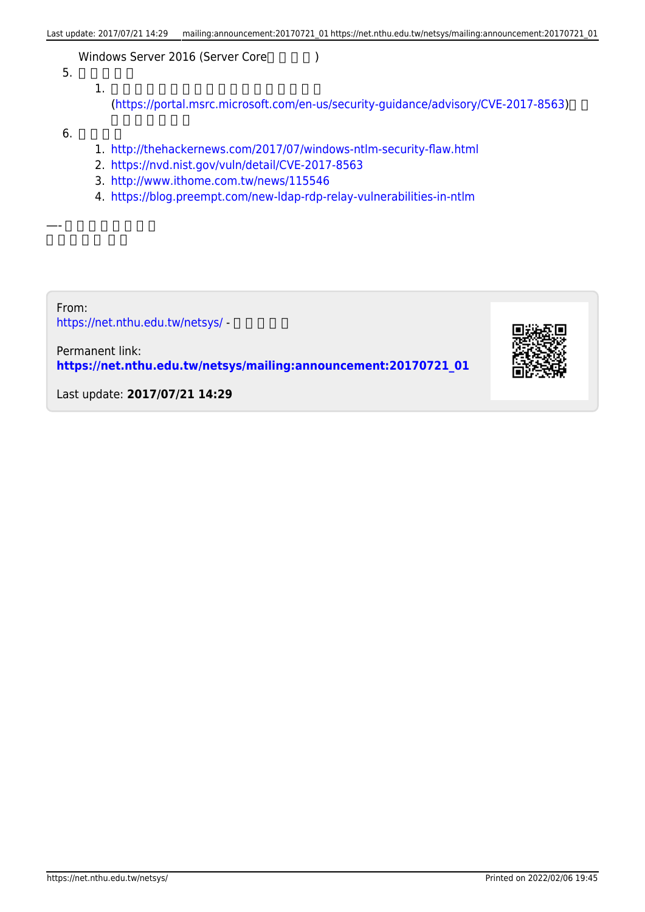Windows Server 2016 (Server Core□□□□)

5. □□□□□
   1. □□□□□□□□□□□□□□□□□ (https://portal.msrc.microsoft.com/en-us/security-guidance/advisory/CVE-2017-8563)□□ □□□□□□□

6. □□□□
   1. http://thehackernews.com/2017/07/windows-ntlm-security-flaw.html
   2. https://nvd.nist.gov/vuln/detail/CVE-2017-8563
   3. http://www.ithome.com.tw/news/115546
   4. https://blog.preempt.com/new-ldap-rdp-relay-vulnerabilities-in-ntlm

—- □□□□□□□□
□□□□□ □□

From:
https://net.nthu.edu.tw/netsys/ - □□□□□

Permanent link:
**https://net.nthu.edu.tw/netsys/mailing:announcement:20170721_01**

Last update: **2017/07/21 14:29**